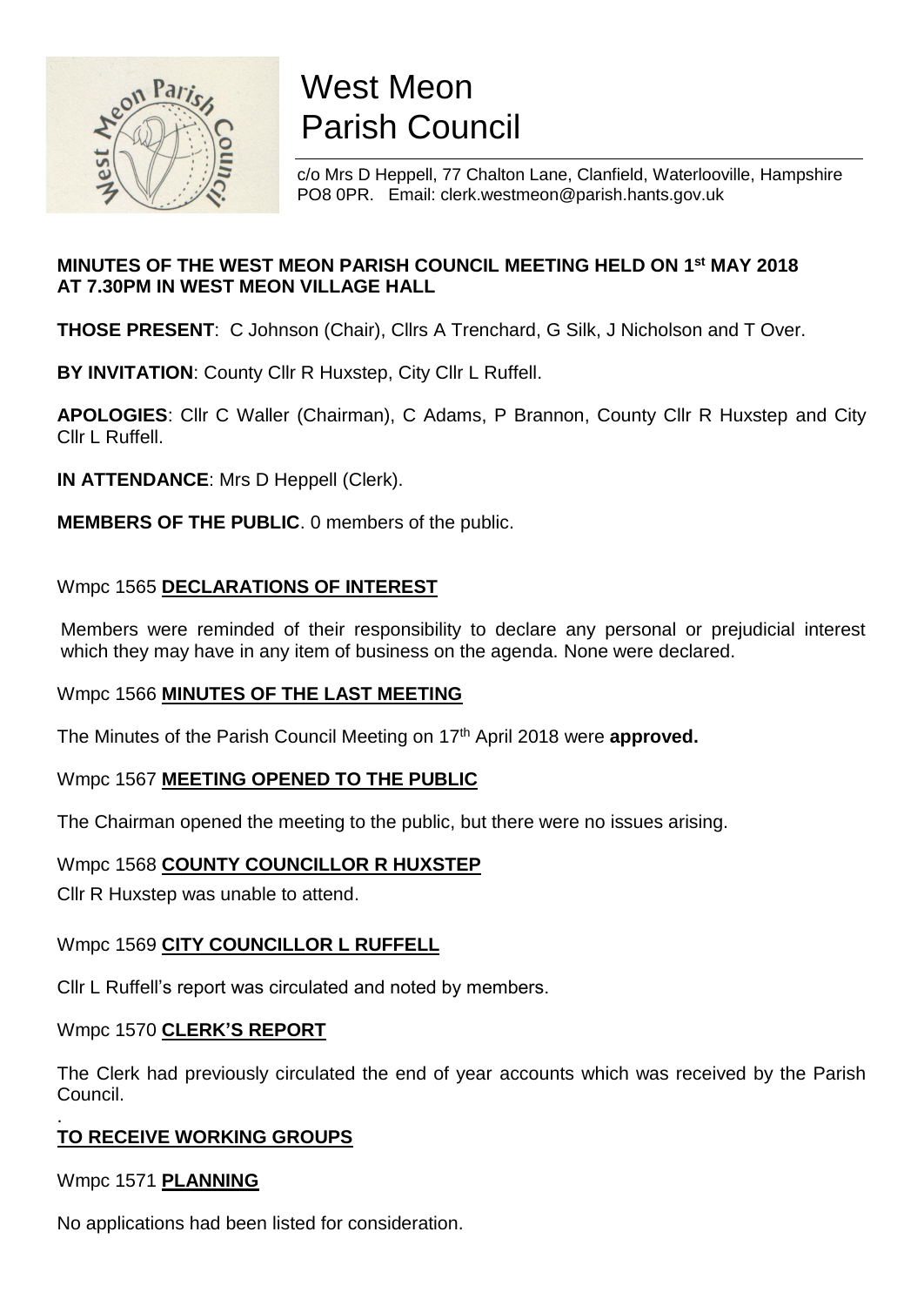# West Meon Parish Council

c/o Mrs D Heppell, 77 Chalton Lane, Clanfield, Waterlooville, Hampshire PO8 0PR. Email: clerk.westmeon@parish.hants.gov.uk

**MINUTES OF THE WEST MEON PARISH COUNCIL MEETING HELD ON 1st MAY 2018 AT 7.30PM IN WEST MEON VILLAGE HALL**

**THOSE PRESENT**: C Johnson (Chair), Cllrs A Trenchard, G Silk, J Nicholson and T Over.

**BY INVITATION**: County Cllr R Huxstep, City Cllr L Ruffell.

**APOLOGIES**: Cllr C Waller (Chairman), C Adams, P Brannon, County Cllr R Huxstep and City Cllr L Ruffell.

**IN ATTENDANCE**: Mrs D Heppell (Clerk).

**MEMBERS OF THE PUBLIC**. 0 members of the public.

Wmpc 1565 **DECLARATIONS OF INTEREST**

Members were reminded of their responsibility to declare any personal or prejudicial interest which they may have in any item of business on the agenda. None were declared.

Wmpc 1566 **MINUTES OF THE LAST MEETING**

The Minutes of the Parish Council Meeting on 17th April 2018 were **approved.**

Wmpc 1567 **MEETING OPENED TO THE PUBLIC**

The Chairman opened the meeting to the public, but there were no issues arising.

Wmpc 1568 **COUNTY COUNCILLOR R HUXSTEP**

Cllr R Huxstep was unable to attend.

Wmpc 1569 **CITY COUNCILLOR L RUFFELL**

Cllr L Ruffell's report was circulated and noted by members.

Wmpc 1570 **CLERK'S REPORT**

The Clerk had previously circulated the end of year accounts which was received by the Parish Council.

.

**TO RECEIVE WORKING GROUPS**

Wmpc 1571 **PLANNING**

No applications had been listed for consideration.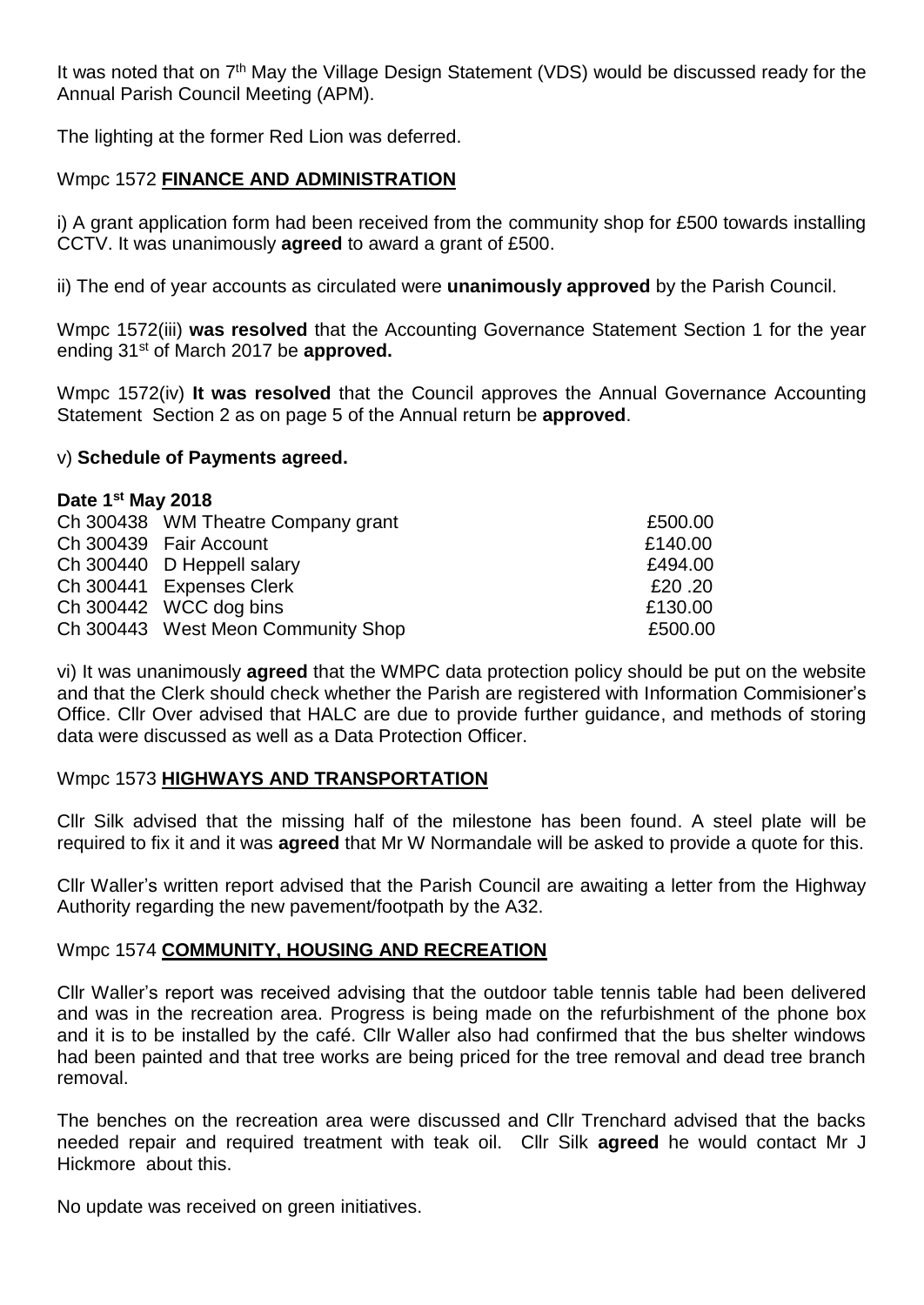It was noted that on 7th May the Village Design Statement (VDS) would be discussed ready for the Annual Parish Council Meeting (APM).

The lighting at the former Red Lion was deferred.

Wmpc 1572 **FINANCE AND ADMINISTRATION**

i) A grant application form had been received from the community shop for £500 towards installing CCTV. It was unanimously **agreed** to award a grant of £500.

ii) The end of year accounts as circulated were **unanimously approved** by the Parish Council.

Wmpc 1572(iii) **was resolved** that the Accounting Governance Statement Section 1 for the year ending 31st of March 2017 be **approved.**

Wmpc 1572(iv) **It was resolved** that the Council approves the Annual Governance Accounting Statement Section 2 as on page 5 of the Annual return be **approved**.

v) **Schedule of Payments agreed.**

**Date 1st May 2018**

| | | |
|---|---|---|
| Ch 300438 | WM Theatre Company grant | £500.00 |
| Ch 300439 | Fair Account | £140.00 |
| Ch 300440 | D Heppell salary | £494.00 |
| Ch 300441 | Expenses Clerk | £20 .20 |
| Ch 300442 | WCC dog bins | £130.00 |
| Ch 300443 | West Meon Community Shop | £500.00 |

vi) It was unanimously **agreed** that the WMPC data protection policy should be put on the website and that the Clerk should check whether the Parish are registered with Information Commisioner's Office. Cllr Over advised that HALC are due to provide further guidance, and methods of storing data were discussed as well as a Data Protection Officer.

Wmpc 1573 **HIGHWAYS AND TRANSPORTATION**

Cllr Silk advised that the missing half of the milestone has been found. A steel plate will be required to fix it and it was **agreed** that Mr W Normandale will be asked to provide a quote for this.

Cllr Waller's written report advised that the Parish Council are awaiting a letter from the Highway Authority regarding the new pavement/footpath by the A32.

Wmpc 1574 **COMMUNITY, HOUSING AND RECREATION**

Cllr Waller's report was received advising that the outdoor table tennis table had been delivered and was in the recreation area. Progress is being made on the refurbishment of the phone box and it is to be installed by the café. Cllr Waller also had confirmed that the bus shelter windows had been painted and that tree works are being priced for the tree removal and dead tree branch removal.

The benches on the recreation area were discussed and Cllr Trenchard advised that the backs needed repair and required treatment with teak oil. Cllr Silk **agreed** he would contact Mr J Hickmore about this.

No update was received on green initiatives.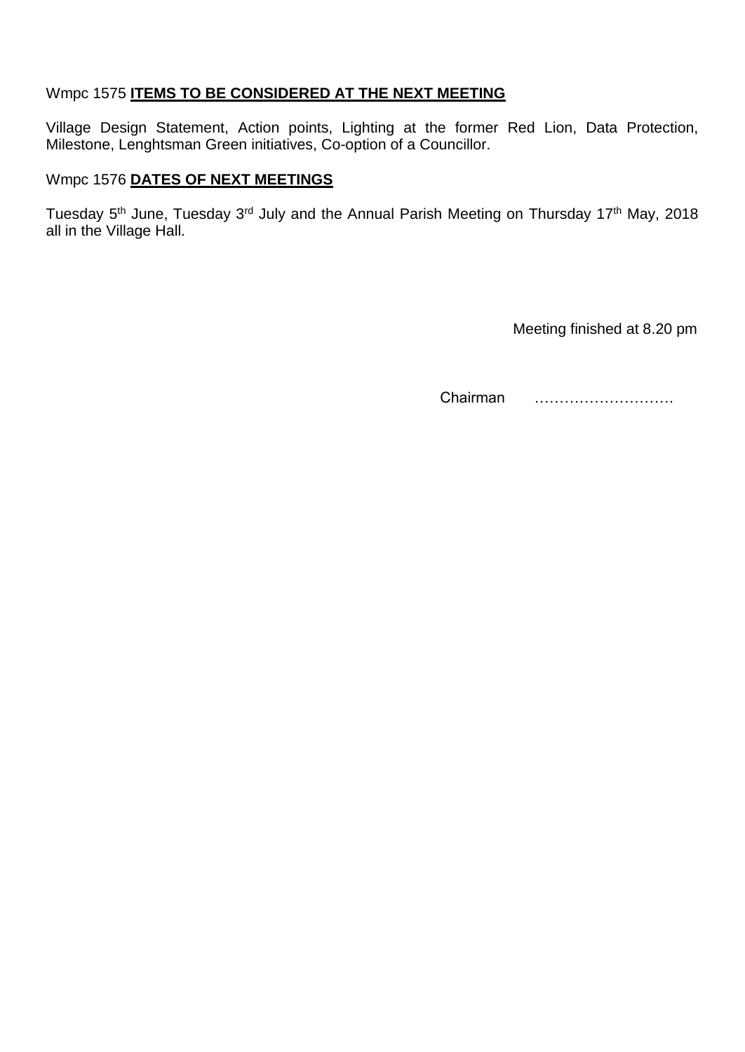Wmpc 1575 **ITEMS TO BE CONSIDERED AT THE NEXT MEETING**

Village Design Statement, Action points, Lighting at the former Red Lion, Data Protection, Milestone, Lenghtsman Green initiatives, Co-option of a Councillor.

Wmpc 1576 **DATES OF NEXT MEETINGS**

Tuesday 5th June, Tuesday 3rd July and the Annual Parish Meeting on Thursday 17th May, 2018 all in the Village Hall.

Meeting finished at 8.20 pm

Chairman ……………………….